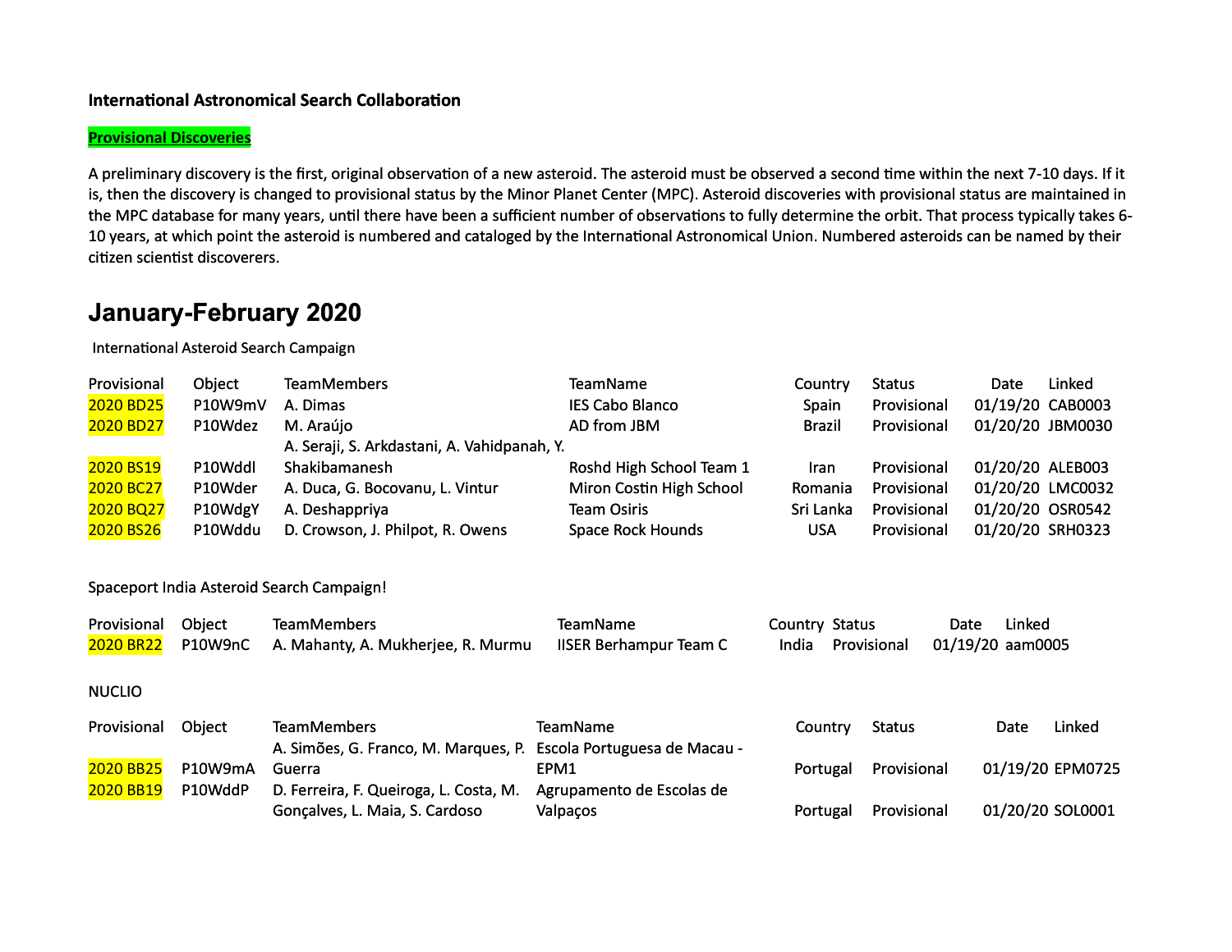**International Astronomical Search Collaboration**

**Provisional Discoveries**

A preliminary discovery is the first, original observation of a new asteroid. The asteroid must be observed a second time within the next 7-10 days. If it is, then the discovery is changed to provisional status by the Minor Planet Center (MPC). Asteroid discoveries with provisional status are maintained in the MPC database for many years, until there have been a sufficient number of observations to fully determine the orbit. That process typically takes 6-10 years, at which point the asteroid is numbered and cataloged by the International Astronomical Union. Numbered asteroids can be named by their citizen scientist discoverers.

# January-February 2020

International Asteroid Search Campaign

| Provisional | Object | TeamMembers | TeamName | Country | Status | Date | Linked |
|---|---|---|---|---|---|---|---|
| 2020 BD25 | P10W9mV | A. Dimas | IES Cabo Blanco | Spain | Provisional | 01/19/20 | CAB0003 |
| 2020 BD27 | P10Wdez | M. Araújo | AD from JBM | Brazil | Provisional | 01/20/20 | JBM0030 |
| 2020 BS19 | P10Wddl | A. Seraji, S. Arkdastani, A. Vahidpanah, Y. Shakibamanesh | Roshd High School Team 1 | Iran | Provisional | 01/20/20 | ALEB003 |
| 2020 BC27 | P10Wder | A. Duca, G. Bocovanu, L. Vintur | Miron Costin High School | Romania | Provisional | 01/20/20 | LMC0032 |
| 2020 BQ27 | P10WdgY | A. Deshappriya | Team Osiris | Sri Lanka | Provisional | 01/20/20 | OSR0542 |
| 2020 BS26 | P10Wddu | D. Crowson, J. Philpot, R. Owens | Space Rock Hounds | USA | Provisional | 01/20/20 | SRH0323 |

Spaceport India Asteroid Search Campaign!

| Provisional | Object | TeamMembers | TeamName | Country | Status | Date | Linked |
|---|---|---|---|---|---|---|---|
| 2020 BR22 | P10W9nC | A. Mahanty, A. Mukherjee, R. Murmu | IISER Berhampur Team C | India | Provisional | 01/19/20 | aam0005 |

NUCLIO

| Provisional | Object | TeamMembers | TeamName | Country | Status | Date | Linked |
|---|---|---|---|---|---|---|---|
| 2020 BB25 | P10W9mA | A. Simões, G. Franco, M. Marques, P. Guerra | Escola Portuguesa de Macau - EPM1 | Portugal | Provisional | 01/19/20 | EPM0725 |
| 2020 BB19 | P10WddP | D. Ferreira, F. Queiroga, L. Costa, M. Gonçalves, L. Maia, S. Cardoso | Agrupamento de Escolas de Valpaços | Portugal | Provisional | 01/20/20 | SOL0001 |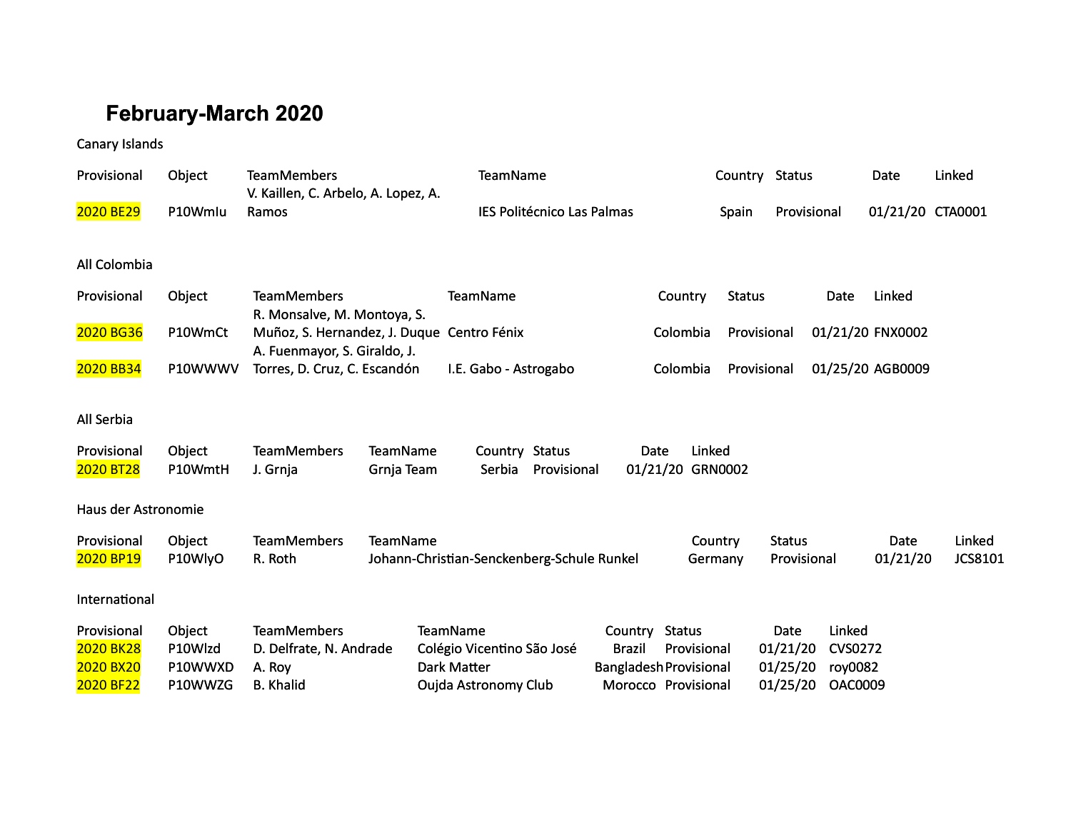# February-March 2020

Canary Islands

| Provisional | Object | TeamMembers | TeamName | Country | Status | Date | Linked |
|---|---|---|---|---|---|---|---|
| 2020 BE29 | P10Wmlu | V. Kaillen, C. Arbelo, A. Lopez, A. Ramos | IES Politécnico Las Palmas | Spain | Provisional | 01/21/20 | CTA0001 |

All Colombia

| Provisional | Object | TeamMembers | TeamName | Country | Status | Date | Linked |
|---|---|---|---|---|---|---|---|
| 2020 BG36 | P10WmCt | R. Monsalve, M. Montoya, S. Muñoz, S. Hernandez, J. Duque | Centro Fénix | Colombia | Provisional | 01/21/20 | FNX0002 |
| 2020 BB34 | P10WWWV | A. Fuenmayor, S. Giraldo, J. Torres, D. Cruz, C. Escandón | I.E. Gabo - Astrogabo | Colombia | Provisional | 01/25/20 | AGB0009 |

All Serbia

| Provisional | Object | TeamMembers | TeamName | Country | Status | Date | Linked |
|---|---|---|---|---|---|---|---|
| 2020 BT28 | P10WmtH | J. Grnja | Grnja Team | Serbia | Provisional | 01/21/20 | GRN0002 |

Haus der Astronomie

| Provisional | Object | TeamMembers | TeamName | Country | Status | Date | Linked |
|---|---|---|---|---|---|---|---|
| 2020 BP19 | P10WlyO | R. Roth | Johann-Christian-Senckenberg-Schule Runkel | Germany | Provisional | 01/21/20 | JCS8101 |

International

| Provisional | Object | TeamMembers | TeamName | Country | Status | Date | Linked |
|---|---|---|---|---|---|---|---|
| 2020 BK28 | P10Wlzd | D. Delfrate, N. Andrade | Colégio Vicentino São José | Brazil | Provisional | 01/21/20 | CVS0272 |
| 2020 BX20 | P10WWXD | A. Roy | Dark Matter | Bangladesh | Provisional | 01/25/20 | roy0082 |
| 2020 BF22 | P10WWZG | B. Khalid | Oujda Astronomy Club | Morocco | Provisional | 01/25/20 | OAC0009 |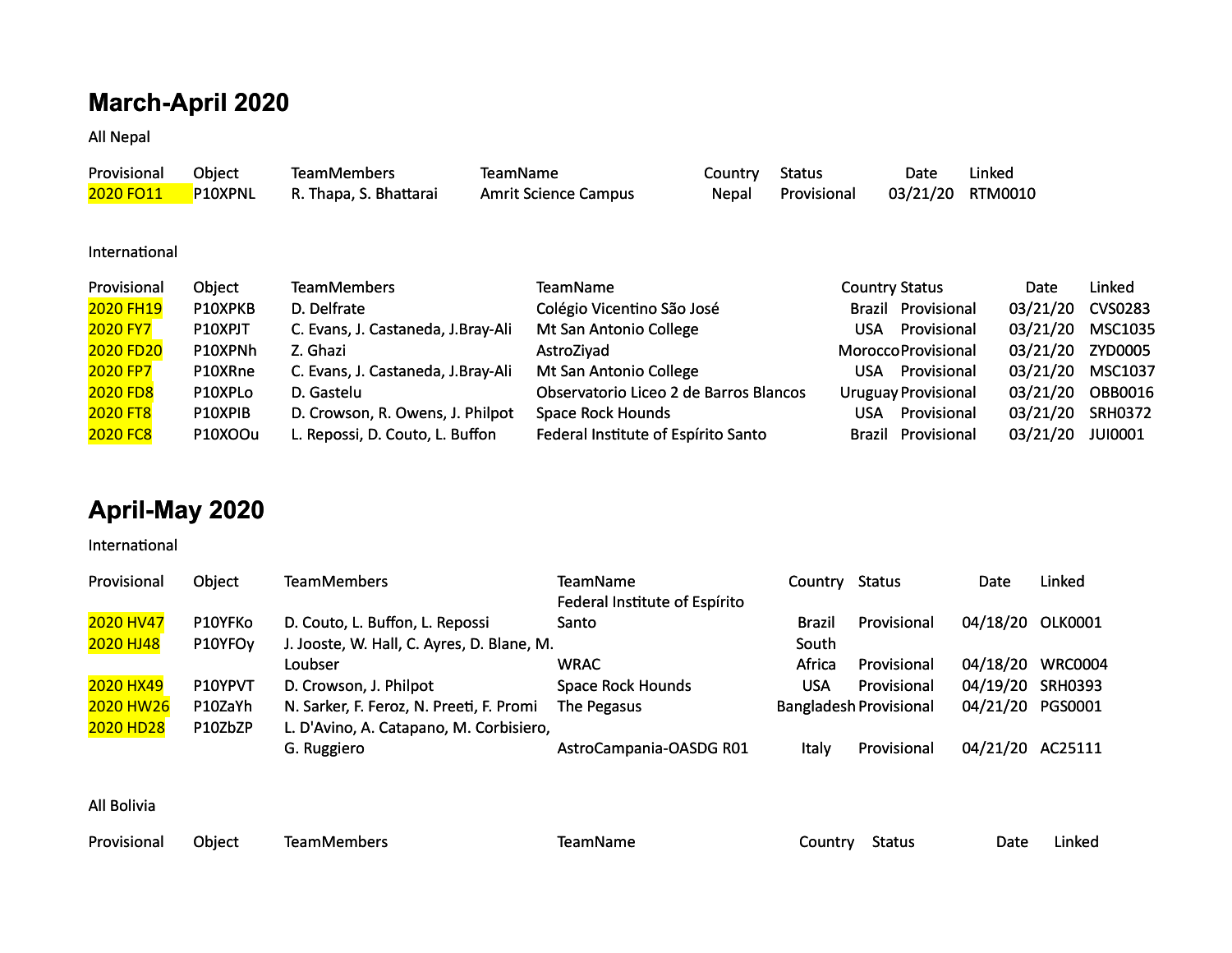## March-April 2020

All Nepal

| Provisional | Object | TeamMembers | TeamName | Country | Status | Date | Linked |
|---|---|---|---|---|---|---|---|
| 2020 FO11 | P10XPNL | R. Thapa, S. Bhattarai | Amrit Science Campus | Nepal | Provisional | 03/21/20 | RTM0010 |

International

| Provisional | Object | TeamMembers | TeamName | Country | Status | Date | Linked |
|---|---|---|---|---|---|---|---|
| 2020 FH19 | P10XPKB | D. Delfrate | Colégio Vicentino São José | Brazil | Provisional | 03/21/20 | CVS0283 |
| 2020 FY7 | P10XPJT | C. Evans, J. Castaneda, J.Bray-Ali | Mt San Antonio College | USA | Provisional | 03/21/20 | MSC1035 |
| 2020 FD20 | P10XPNh | Z. Ghazi | AstroZiyad | Morocco | Provisional | 03/21/20 | ZYD0005 |
| 2020 FP7 | P10XRne | C. Evans, J. Castaneda, J.Bray-Ali | Mt San Antonio College | USA | Provisional | 03/21/20 | MSC1037 |
| 2020 FD8 | P10XPLo | D. Gastelu | Observatorio Liceo 2 de Barros Blancos | Uruguay | Provisional | 03/21/20 | OBB0016 |
| 2020 FT8 | P10XPIB | D. Crowson, R. Owens, J. Philpot | Space Rock Hounds | USA | Provisional | 03/21/20 | SRH0372 |
| 2020 FC8 | P10XOOu | L. Repossi, D. Couto, L. Buffon | Federal Institute of Espírito Santo | Brazil | Provisional | 03/21/20 | JUI0001 |

## April-May 2020

International

| Provisional | Object | TeamMembers | TeamName | Country | Status | Date | Linked |
|---|---|---|---|---|---|---|---|
| 2020 HV47 | P10YFKo | D. Couto, L. Buffon, L. Repossi | Federal Institute of Espírito Santo | Brazil | Provisional | 04/18/20 | OLK0001 |
| 2020 HJ48 | P10YFOy | J. Jooste, W. Hall, C. Ayres, D. Blane, M. Loubser | WRAC | South Africa | Provisional | 04/18/20 | WRC0004 |
| 2020 HX49 | P10YPVT | D. Crowson, J. Philpot | Space Rock Hounds | USA | Provisional | 04/19/20 | SRH0393 |
| 2020 HW26 | P10ZaYh | N. Sarker, F. Feroz, N. Preeti, F. Promi | The Pegasus | Bangladesh | Provisional | 04/21/20 | PGS0001 |
| 2020 HD28 | P10ZbZP | L. D'Avino, A. Catapano, M. Corbisiero, G. Ruggiero | AstroCampania-OASDG R01 | Italy | Provisional | 04/21/20 | AC25111 |

All Bolivia

| Provisional | Object | TeamMembers | TeamName | Country | Status | Date | Linked |
|---|---|---|---|---|---|---|---|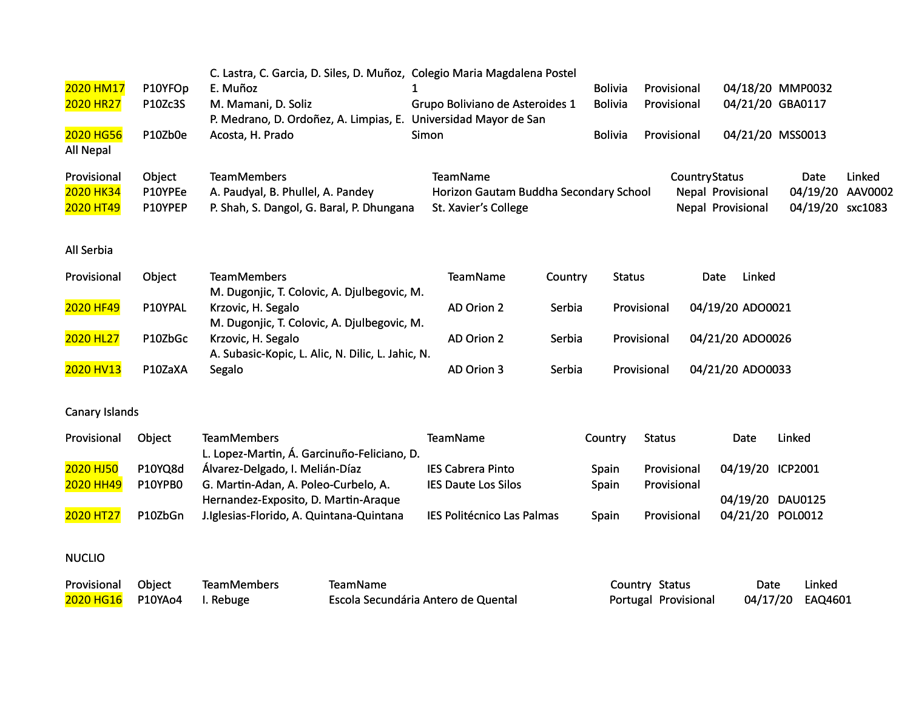| | | | | | | | |
|---|---|---|---|---|---|---|---|
| 2020 HM17 | P10YFOp | C. Lastra, C. Garcia, D. Siles, D. Muñoz, E. Muñoz | Colegio Maria Magdalena Postel 1 | Bolivia | Provisional | 04/18/20 | MMP0032 |
| 2020 HR27 | P10Zc3S | M. Mamani, D. Soliz | Grupo Boliviano de Asteroides 1 | Bolivia | Provisional | 04/21/20 | GBA0117 |
| 2020 HG56 | P10Zb0e | P. Medrano, D. Ordoñez, A. Limpias, E. Acosta, H. Prado | Universidad Mayor de San Simon | Bolivia | Provisional | 04/21/20 | MSS0013 |

All Nepal

| Provisional | Object | TeamMembers | TeamName | Country | Status | Date | Linked |
|---|---|---|---|---|---|---|---|
| 2020 HK34 | P10YPEe | A. Paudyal, B. Phullel, A. Pandey | Horizon Gautam Buddha Secondary School | Nepal | Provisional | 04/19/20 | AAV0002 |
| 2020 HT49 | P10YPEP | P. Shah, S. Dangol, G. Baral, P. Dhungana | St. Xavier's College | Nepal | Provisional | 04/19/20 | sxc1083 |

All Serbia

| Provisional | Object | TeamMembers | TeamName | Country | Status | Date | Linked |
|---|---|---|---|---|---|---|---|
| 2020 HF49 | P10YPAL | M. Dugonjic, T. Colovic, A. Djulbegovic, M. Krzovic, H. Segalo | AD Orion 2 | Serbia | Provisional | 04/19/20 | ADO0021 |
| 2020 HL27 | P10ZbGc | M. Dugonjic, T. Colovic, A. Djulbegovic, M. Krzovic, H. Segalo | AD Orion 2 | Serbia | Provisional | 04/21/20 | ADO0026 |
| 2020 HV13 | P10ZaXA | A. Subasic-Kopic, L. Alic, N. Dilic, L. Jahic, N. Segalo | AD Orion 3 | Serbia | Provisional | 04/21/20 | ADO0033 |

Canary Islands

| Provisional | Object | TeamMembers | TeamName | Country | Status | Date | Linked |
|---|---|---|---|---|---|---|---|
| 2020 HJ50 | P10YQ8d | L. Lopez-Martin, Á. Garcinuño-Feliciano, D. Álvarez-Delgado, I. Melián-Díaz | IES Cabrera Pinto | Spain | Provisional | 04/19/20 | ICP2001 |
| 2020 HH49 | P10YPB0 | G. Martin-Adan, A. Poleo-Curbelo, A. Hernandez-Exposito, D. Martin-Araque | IES Daute Los Silos | Spain | Provisional | 04/19/20 | DAU0125 |
| 2020 HT27 | P10ZbGn | J.Iglesias-Florido, A. Quintana-Quintana | IES Politécnico Las Palmas | Spain | Provisional | 04/21/20 | POL0012 |

NUCLIO

| Provisional | Object | TeamMembers | TeamName | Country | Status | Date | Linked |
|---|---|---|---|---|---|---|---|
| 2020 HG16 | P10YAo4 | I. Rebuge | Escola Secundária Antero de Quental | Portugal | Provisional | 04/17/20 | EAQ4601 |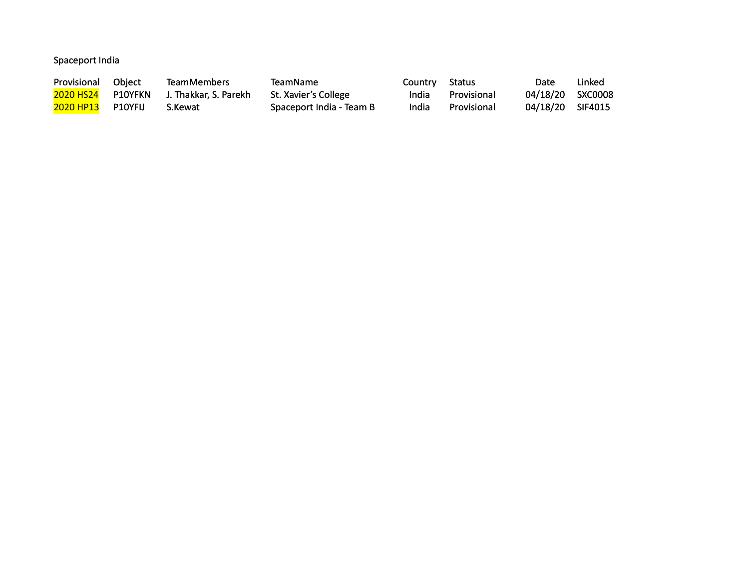Spaceport India

| Provisional | Object | TeamMembers | TeamName | Country | Status | Date | Linked |
|---|---|---|---|---|---|---|---|
| 2020 HS24 | P10YFKN | J. Thakkar, S. Parekh | St. Xavier's College | India | Provisional | 04/18/20 | SXC0008 |
| 2020 HP13 | P10YFIJ | S.Kewat | Spaceport India - Team B | India | Provisional | 04/18/20 | SIF4015 |